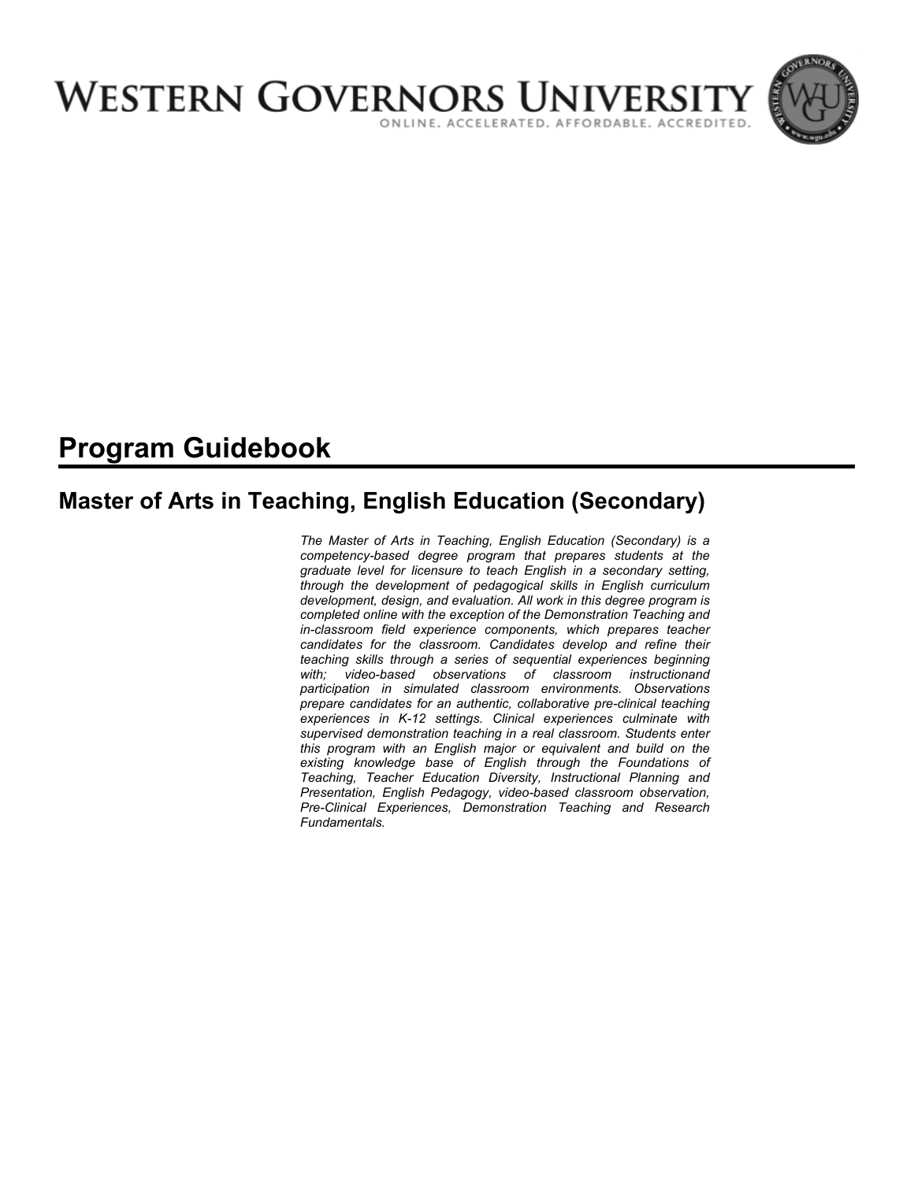# WESTERN GOVERNORS UNIVERSITY

ONLINE. ACCELERATED. AFFORDABLE. ACCREDITED.

# Program Guidebook

## Master of Arts in Teaching, English Education (Secondary)

*The Master of Arts in Teaching, English Education (Secondary) is a competency-based degree program that prepares students at the graduate level for licensure to teach English in a secondary setting, through the development of pedagogical skills in English curriculum development, design, and evaluation. All work in this degree program is completed online with the exception of the Demonstration Teaching and in-classroom field experience components, which prepares teacher candidates for the classroom. Candidates develop and refine their teaching skills through a series of sequential experiences beginning with; video-based observations of classroom instructionand participation in simulated classroom environments. Observations prepare candidates for an authentic, collaborative pre-clinical teaching experiences in K-12 settings. Clinical experiences culminate with supervised demonstration teaching in a real classroom. Students enter this program with an English major or equivalent and build on the existing knowledge base of English through the Foundations of Teaching, Teacher Education Diversity, Instructional Planning and Presentation, English Pedagogy, video-based classroom observation, Pre-Clinical Experiences, Demonstration Teaching and Research Fundamentals.*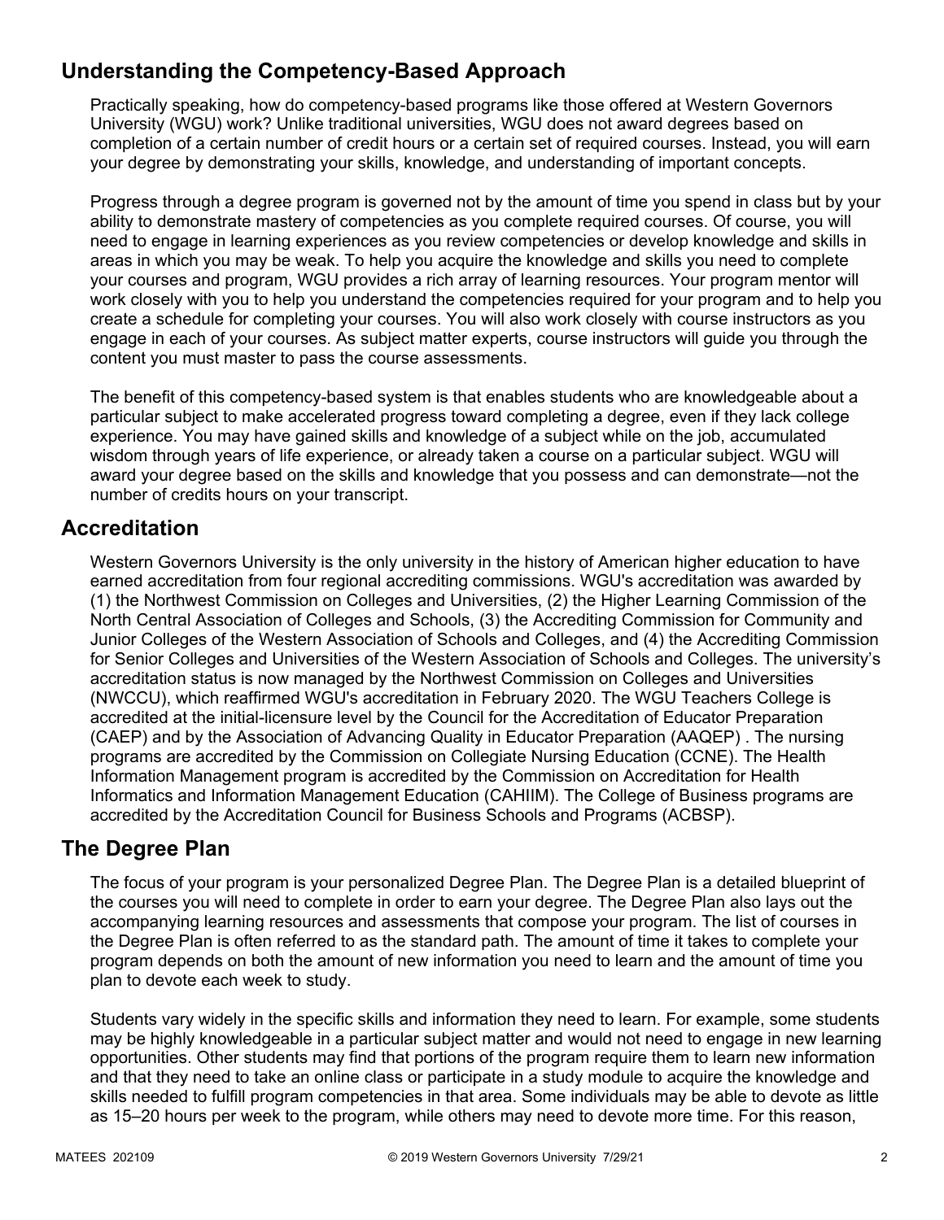## Understanding the Competency-Based Approach

Practically speaking, how do competency-based programs like those offered at Western Governors University (WGU) work? Unlike traditional universities, WGU does not award degrees based on completion of a certain number of credit hours or a certain set of required courses. Instead, you will earn your degree by demonstrating your skills, knowledge, and understanding of important concepts.

Progress through a degree program is governed not by the amount of time you spend in class but by your ability to demonstrate mastery of competencies as you complete required courses. Of course, you will need to engage in learning experiences as you review competencies or develop knowledge and skills in areas in which you may be weak. To help you acquire the knowledge and skills you need to complete your courses and program, WGU provides a rich array of learning resources. Your program mentor will work closely with you to help you understand the competencies required for your program and to help you create a schedule for completing your courses. You will also work closely with course instructors as you engage in each of your courses. As subject matter experts, course instructors will guide you through the content you must master to pass the course assessments.

The benefit of this competency-based system is that enables students who are knowledgeable about a particular subject to make accelerated progress toward completing a degree, even if they lack college experience. You may have gained skills and knowledge of a subject while on the job, accumulated wisdom through years of life experience, or already taken a course on a particular subject. WGU will award your degree based on the skills and knowledge that you possess and can demonstrate—not the number of credits hours on your transcript.

## Accreditation

Western Governors University is the only university in the history of American higher education to have earned accreditation from four regional accrediting commissions. WGU's accreditation was awarded by (1) the Northwest Commission on Colleges and Universities, (2) the Higher Learning Commission of the North Central Association of Colleges and Schools, (3) the Accrediting Commission for Community and Junior Colleges of the Western Association of Schools and Colleges, and (4) the Accrediting Commission for Senior Colleges and Universities of the Western Association of Schools and Colleges. The university's accreditation status is now managed by the Northwest Commission on Colleges and Universities (NWCCU), which reaffirmed WGU's accreditation in February 2020. The WGU Teachers College is accredited at the initial-licensure level by the Council for the Accreditation of Educator Preparation (CAEP) and by the Association of Advancing Quality in Educator Preparation (AAQEP) . The nursing programs are accredited by the Commission on Collegiate Nursing Education (CCNE). The Health Information Management program is accredited by the Commission on Accreditation for Health Informatics and Information Management Education (CAHIIM). The College of Business programs are accredited by the Accreditation Council for Business Schools and Programs (ACBSP).

## The Degree Plan

The focus of your program is your personalized Degree Plan. The Degree Plan is a detailed blueprint of the courses you will need to complete in order to earn your degree. The Degree Plan also lays out the accompanying learning resources and assessments that compose your program. The list of courses in the Degree Plan is often referred to as the standard path. The amount of time it takes to complete your program depends on both the amount of new information you need to learn and the amount of time you plan to devote each week to study.

Students vary widely in the specific skills and information they need to learn. For example, some students may be highly knowledgeable in a particular subject matter and would not need to engage in new learning opportunities. Other students may find that portions of the program require them to learn new information and that they need to take an online class or participate in a study module to acquire the knowledge and skills needed to fulfill program competencies in that area. Some individuals may be able to devote as little as 15–20 hours per week to the program, while others may need to devote more time. For this reason,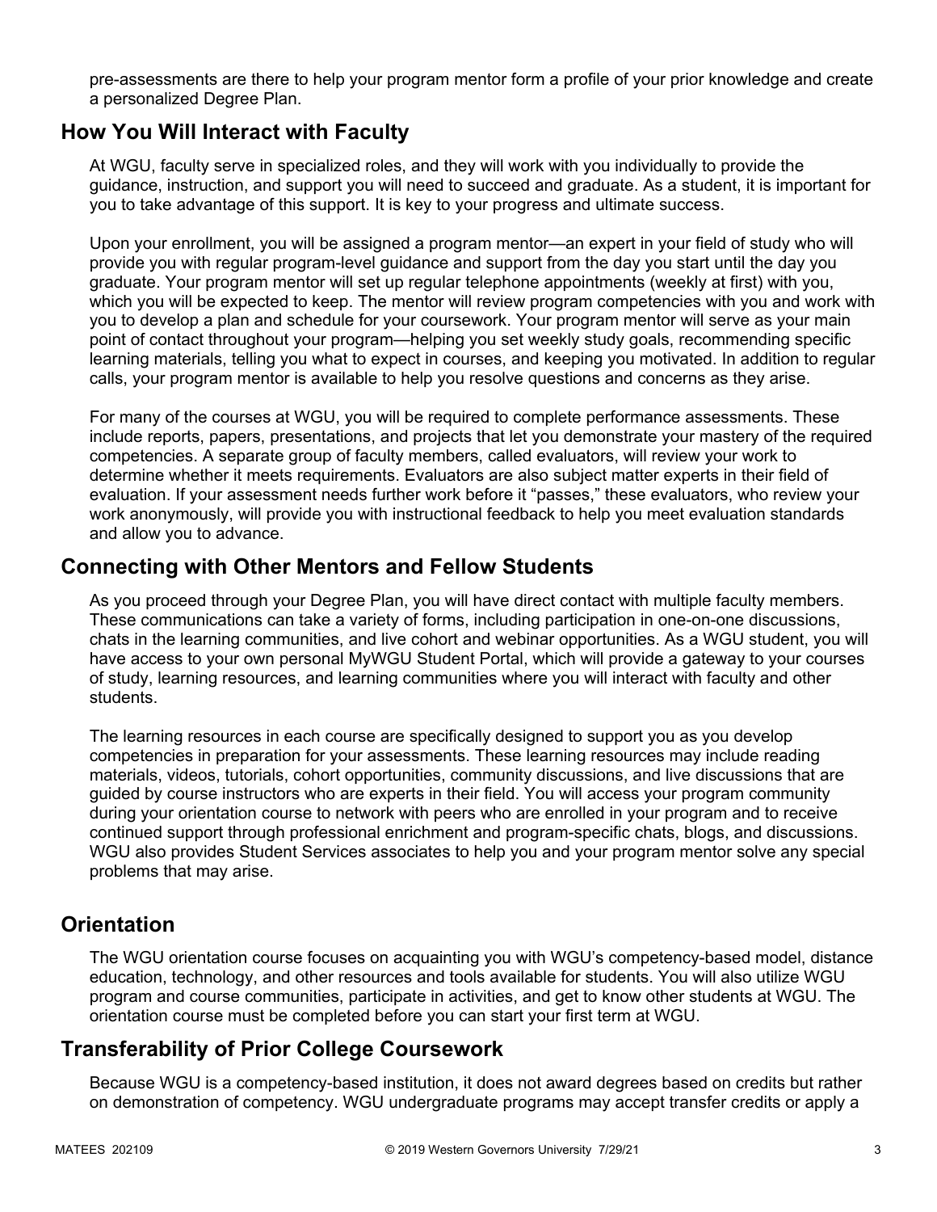pre-assessments are there to help your program mentor form a profile of your prior knowledge and create a personalized Degree Plan.

## How You Will Interact with Faculty

At WGU, faculty serve in specialized roles, and they will work with you individually to provide the guidance, instruction, and support you will need to succeed and graduate. As a student, it is important for you to take advantage of this support. It is key to your progress and ultimate success.

Upon your enrollment, you will be assigned a program mentor—an expert in your field of study who will provide you with regular program-level guidance and support from the day you start until the day you graduate. Your program mentor will set up regular telephone appointments (weekly at first) with you, which you will be expected to keep. The mentor will review program competencies with you and work with you to develop a plan and schedule for your coursework. Your program mentor will serve as your main point of contact throughout your program—helping you set weekly study goals, recommending specific learning materials, telling you what to expect in courses, and keeping you motivated. In addition to regular calls, your program mentor is available to help you resolve questions and concerns as they arise.

For many of the courses at WGU, you will be required to complete performance assessments. These include reports, papers, presentations, and projects that let you demonstrate your mastery of the required competencies. A separate group of faculty members, called evaluators, will review your work to determine whether it meets requirements. Evaluators are also subject matter experts in their field of evaluation. If your assessment needs further work before it "passes," these evaluators, who review your work anonymously, will provide you with instructional feedback to help you meet evaluation standards and allow you to advance.

## Connecting with Other Mentors and Fellow Students

As you proceed through your Degree Plan, you will have direct contact with multiple faculty members. These communications can take a variety of forms, including participation in one-on-one discussions, chats in the learning communities, and live cohort and webinar opportunities. As a WGU student, you will have access to your own personal MyWGU Student Portal, which will provide a gateway to your courses of study, learning resources, and learning communities where you will interact with faculty and other students.

The learning resources in each course are specifically designed to support you as you develop competencies in preparation for your assessments. These learning resources may include reading materials, videos, tutorials, cohort opportunities, community discussions, and live discussions that are guided by course instructors who are experts in their field. You will access your program community during your orientation course to network with peers who are enrolled in your program and to receive continued support through professional enrichment and program-specific chats, blogs, and discussions. WGU also provides Student Services associates to help you and your program mentor solve any special problems that may arise.

## Orientation

The WGU orientation course focuses on acquainting you with WGU's competency-based model, distance education, technology, and other resources and tools available for students. You will also utilize WGU program and course communities, participate in activities, and get to know other students at WGU. The orientation course must be completed before you can start your first term at WGU.

## Transferability of Prior College Coursework

Because WGU is a competency-based institution, it does not award degrees based on credits but rather on demonstration of competency. WGU undergraduate programs may accept transfer credits or apply a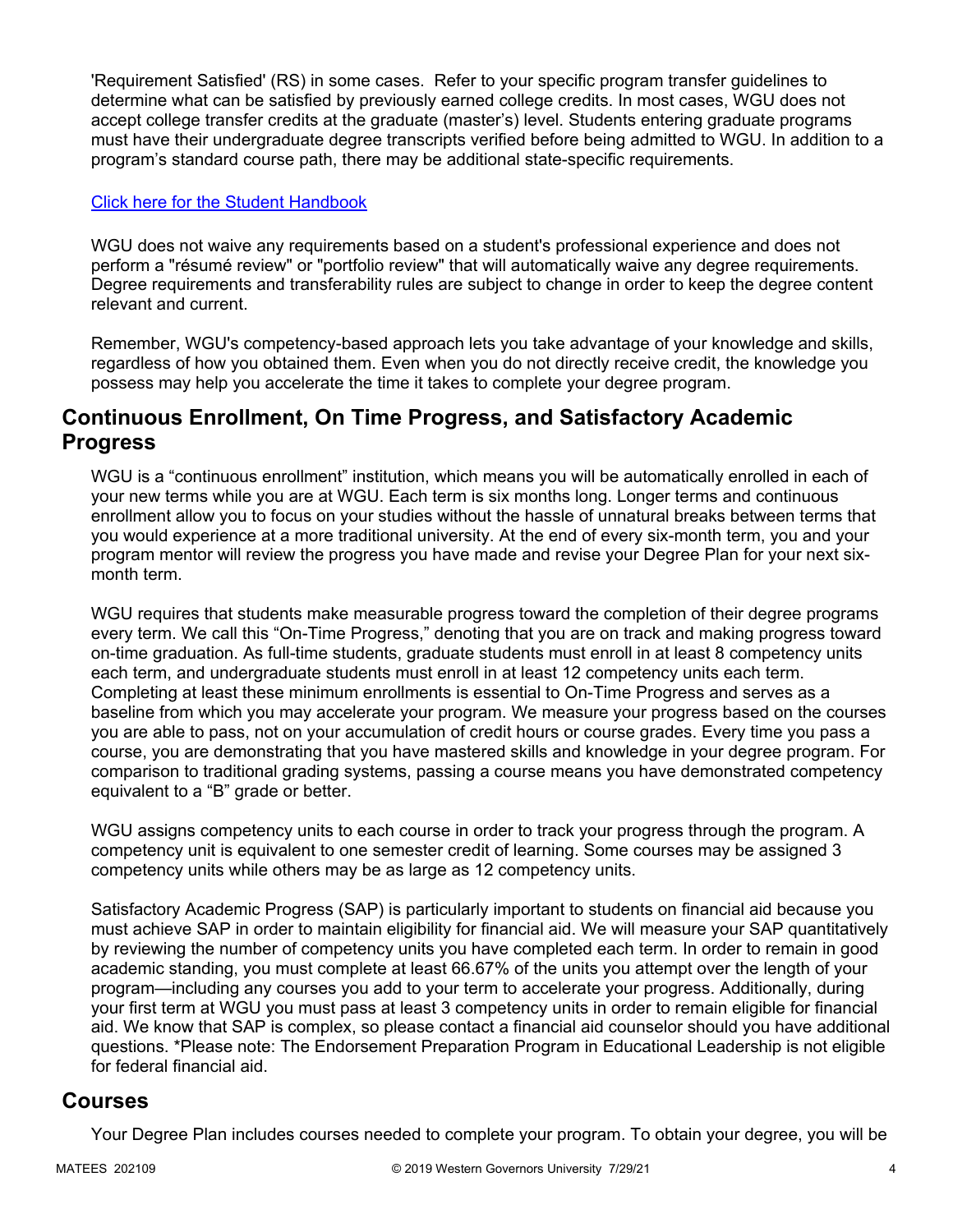'Requirement Satisfied' (RS) in some cases. Refer to your specific program transfer guidelines to determine what can be satisfied by previously earned college credits. In most cases, WGU does not accept college transfer credits at the graduate (master's) level. Students entering graduate programs must have their undergraduate degree transcripts verified before being admitted to WGU. In addition to a program's standard course path, there may be additional state-specific requirements.

[Click here for the Student Handbook]

WGU does not waive any requirements based on a student's professional experience and does not perform a "résumé review" or "portfolio review" that will automatically waive any degree requirements. Degree requirements and transferability rules are subject to change in order to keep the degree content relevant and current.

Remember, WGU's competency-based approach lets you take advantage of your knowledge and skills, regardless of how you obtained them. Even when you do not directly receive credit, the knowledge you possess may help you accelerate the time it takes to complete your degree program.

## Continuous Enrollment, On Time Progress, and Satisfactory Academic Progress

WGU is a "continuous enrollment" institution, which means you will be automatically enrolled in each of your new terms while you are at WGU. Each term is six months long. Longer terms and continuous enrollment allow you to focus on your studies without the hassle of unnatural breaks between terms that you would experience at a more traditional university. At the end of every six-month term, you and your program mentor will review the progress you have made and revise your Degree Plan for your next six-month term.

WGU requires that students make measurable progress toward the completion of their degree programs every term. We call this "On-Time Progress," denoting that you are on track and making progress toward on-time graduation. As full-time students, graduate students must enroll in at least 8 competency units each term, and undergraduate students must enroll in at least 12 competency units each term. Completing at least these minimum enrollments is essential to On-Time Progress and serves as a baseline from which you may accelerate your program. We measure your progress based on the courses you are able to pass, not on your accumulation of credit hours or course grades. Every time you pass a course, you are demonstrating that you have mastered skills and knowledge in your degree program. For comparison to traditional grading systems, passing a course means you have demonstrated competency equivalent to a "B" grade or better.

WGU assigns competency units to each course in order to track your progress through the program. A competency unit is equivalent to one semester credit of learning. Some courses may be assigned 3 competency units while others may be as large as 12 competency units.

Satisfactory Academic Progress (SAP) is particularly important to students on financial aid because you must achieve SAP in order to maintain eligibility for financial aid. We will measure your SAP quantitatively by reviewing the number of competency units you have completed each term. In order to remain in good academic standing, you must complete at least 66.67% of the units you attempt over the length of your program—including any courses you add to your term to accelerate your progress. Additionally, during your first term at WGU you must pass at least 3 competency units in order to remain eligible for financial aid. We know that SAP is complex, so please contact a financial aid counselor should you have additional questions. *Please note: The Endorsement Preparation Program in Educational Leadership is not eligible for federal financial aid.

## Courses

Your Degree Plan includes courses needed to complete your program. To obtain your degree, you will be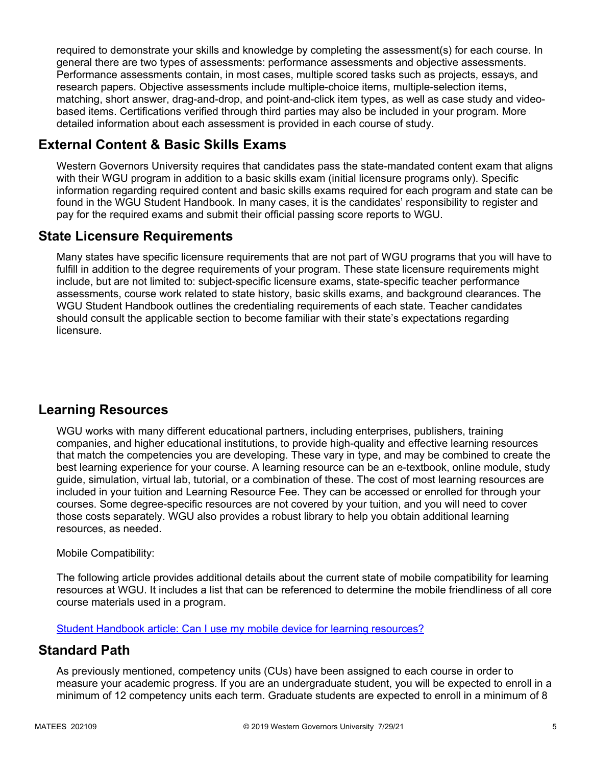required to demonstrate your skills and knowledge by completing the assessment(s) for each course. In general there are two types of assessments: performance assessments and objective assessments. Performance assessments contain, in most cases, multiple scored tasks such as projects, essays, and research papers. Objective assessments include multiple-choice items, multiple-selection items, matching, short answer, drag-and-drop, and point-and-click item types, as well as case study and video-based items. Certifications verified through third parties may also be included in your program. More detailed information about each assessment is provided in each course of study.

## External Content & Basic Skills Exams

Western Governors University requires that candidates pass the state-mandated content exam that aligns with their WGU program in addition to a basic skills exam (initial licensure programs only). Specific information regarding required content and basic skills exams required for each program and state can be found in the WGU Student Handbook. In many cases, it is the candidates' responsibility to register and pay for the required exams and submit their official passing score reports to WGU.

## State Licensure Requirements

Many states have specific licensure requirements that are not part of WGU programs that you will have to fulfill in addition to the degree requirements of your program. These state licensure requirements might include, but are not limited to: subject-specific licensure exams, state-specific teacher performance assessments, course work related to state history, basic skills exams, and background clearances. The WGU Student Handbook outlines the credentialing requirements of each state. Teacher candidates should consult the applicable section to become familiar with their state's expectations regarding licensure.

## Learning Resources

WGU works with many different educational partners, including enterprises, publishers, training companies, and higher educational institutions, to provide high-quality and effective learning resources that match the competencies you are developing. These vary in type, and may be combined to create the best learning experience for your course. A learning resource can be an e-textbook, online module, study guide, simulation, virtual lab, tutorial, or a combination of these. The cost of most learning resources are included in your tuition and Learning Resource Fee. They can be accessed or enrolled for through your courses. Some degree-specific resources are not covered by your tuition, and you will need to cover those costs separately. WGU also provides a robust library to help you obtain additional learning resources, as needed.

Mobile Compatibility:

The following article provides additional details about the current state of mobile compatibility for learning resources at WGU. It includes a list that can be referenced to determine the mobile friendliness of all core course materials used in a program.

[Student Handbook article: Can I use my mobile device for learning resources?]

## Standard Path

As previously mentioned, competency units (CUs) have been assigned to each course in order to measure your academic progress. If you are an undergraduate student, you will be expected to enroll in a minimum of 12 competency units each term. Graduate students are expected to enroll in a minimum of 8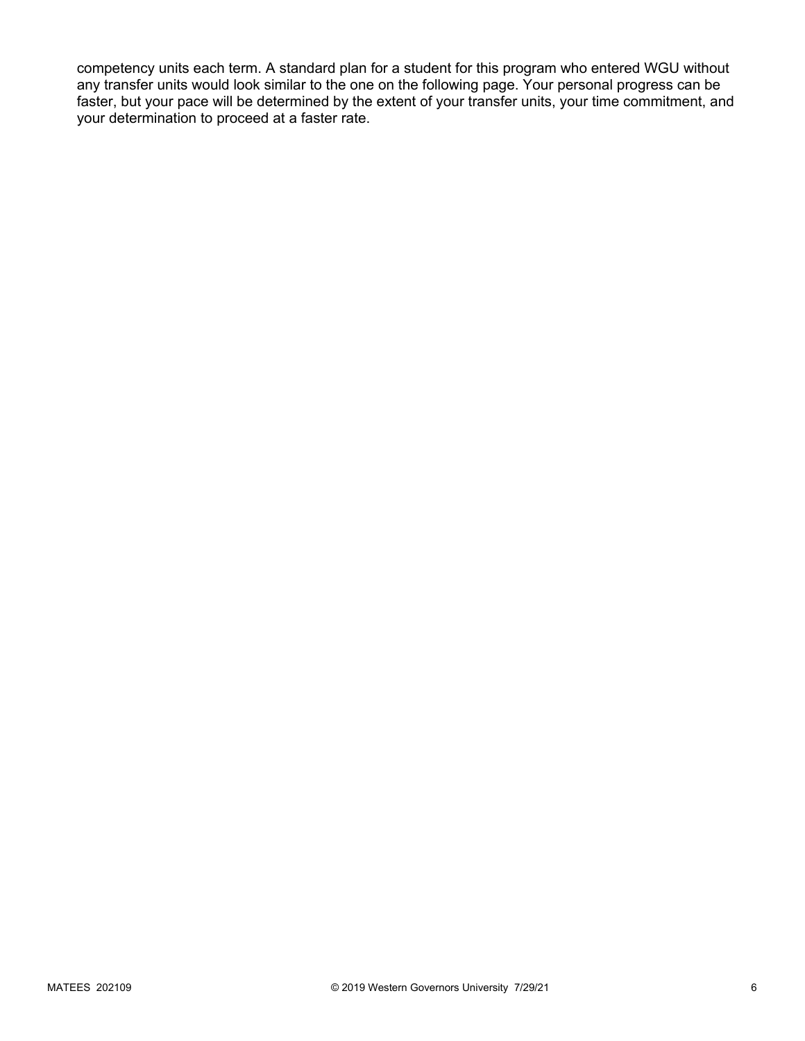competency units each term. A standard plan for a student for this program who entered WGU without any transfer units would look similar to the one on the following page. Your personal progress can be faster, but your pace will be determined by the extent of your transfer units, your time commitment, and your determination to proceed at a faster rate.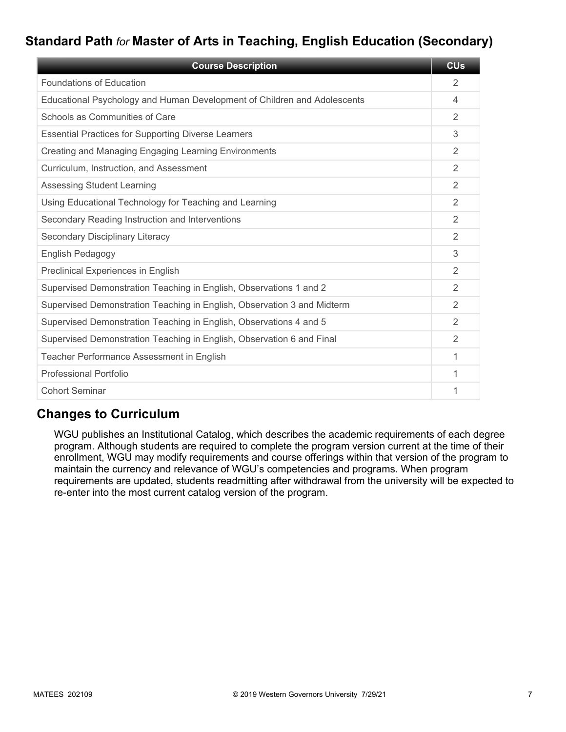## Standard Path *for* Master of Arts in Teaching, English Education (Secondary)

| Course Description | CUs |
|---|---|
| Foundations of Education | 2 |
| Educational Psychology and Human Development of Children and Adolescents | 4 |
| Schools as Communities of Care | 2 |
| Essential Practices for Supporting Diverse Learners | 3 |
| Creating and Managing Engaging Learning Environments | 2 |
| Curriculum, Instruction, and Assessment | 2 |
| Assessing Student Learning | 2 |
| Using Educational Technology for Teaching and Learning | 2 |
| Secondary Reading Instruction and Interventions | 2 |
| Secondary Disciplinary Literacy | 2 |
| English Pedagogy | 3 |
| Preclinical Experiences in English | 2 |
| Supervised Demonstration Teaching in English, Observations 1 and 2 | 2 |
| Supervised Demonstration Teaching in English, Observation 3 and Midterm | 2 |
| Supervised Demonstration Teaching in English, Observations 4 and 5 | 2 |
| Supervised Demonstration Teaching in English, Observation 6 and Final | 2 |
| Teacher Performance Assessment in English | 1 |
| Professional Portfolio | 1 |
| Cohort Seminar | 1 |

## Changes to Curriculum

WGU publishes an Institutional Catalog, which describes the academic requirements of each degree program. Although students are required to complete the program version current at the time of their enrollment, WGU may modify requirements and course offerings within that version of the program to maintain the currency and relevance of WGU's competencies and programs. When program requirements are updated, students readmitting after withdrawal from the university will be expected to re-enter into the most current catalog version of the program.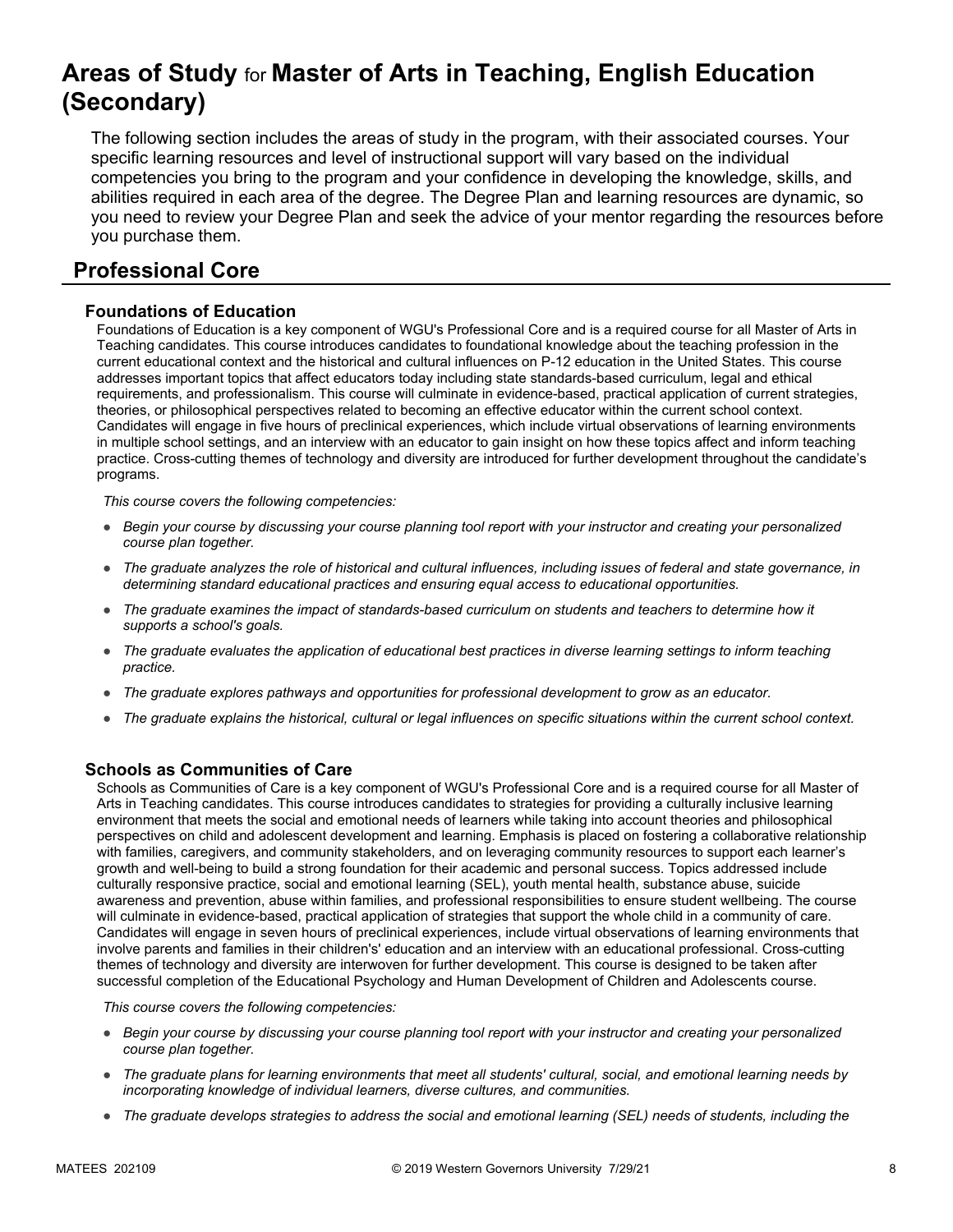# Areas of Study for Master of Arts in Teaching, English Education (Secondary)

The following section includes the areas of study in the program, with their associated courses. Your specific learning resources and level of instructional support will vary based on the individual competencies you bring to the program and your confidence in developing the knowledge, skills, and abilities required in each area of the degree. The Degree Plan and learning resources are dynamic, so you need to review your Degree Plan and seek the advice of your mentor regarding the resources before you purchase them.

## Professional Core

### Foundations of Education

Foundations of Education is a key component of WGU's Professional Core and is a required course for all Master of Arts in Teaching candidates. This course introduces candidates to foundational knowledge about the teaching profession in the current educational context and the historical and cultural influences on P-12 education in the United States. This course addresses important topics that affect educators today including state standards-based curriculum, legal and ethical requirements, and professionalism. This course will culminate in evidence-based, practical application of current strategies, theories, or philosophical perspectives related to becoming an effective educator within the current school context. Candidates will engage in five hours of preclinical experiences, which include virtual observations of learning environments in multiple school settings, and an interview with an educator to gain insight on how these topics affect and inform teaching practice. Cross-cutting themes of technology and diversity are introduced for further development throughout the candidate's programs.

*This course covers the following competencies:*

- *Begin your course by discussing your course planning tool report with your instructor and creating your personalized course plan together.*
- *The graduate analyzes the role of historical and cultural influences, including issues of federal and state governance, in determining standard educational practices and ensuring equal access to educational opportunities.*
- *The graduate examines the impact of standards-based curriculum on students and teachers to determine how it supports a school's goals.*
- *The graduate evaluates the application of educational best practices in diverse learning settings to inform teaching practice.*
- *The graduate explores pathways and opportunities for professional development to grow as an educator.*
- *The graduate explains the historical, cultural or legal influences on specific situations within the current school context.*

### Schools as Communities of Care

Schools as Communities of Care is a key component of WGU's Professional Core and is a required course for all Master of Arts in Teaching candidates. This course introduces candidates to strategies for providing a culturally inclusive learning environment that meets the social and emotional needs of learners while taking into account theories and philosophical perspectives on child and adolescent development and learning. Emphasis is placed on fostering a collaborative relationship with families, caregivers, and community stakeholders, and on leveraging community resources to support each learner's growth and well-being to build a strong foundation for their academic and personal success. Topics addressed include culturally responsive practice, social and emotional learning (SEL), youth mental health, substance abuse, suicide awareness and prevention, abuse within families, and professional responsibilities to ensure student wellbeing. The course will culminate in evidence-based, practical application of strategies that support the whole child in a community of care. Candidates will engage in seven hours of preclinical experiences, include virtual observations of learning environments that involve parents and families in their children's' education and an interview with an educational professional. Cross-cutting themes of technology and diversity are interwoven for further development. This course is designed to be taken after successful completion of the Educational Psychology and Human Development of Children and Adolescents course.

*This course covers the following competencies:*

- *Begin your course by discussing your course planning tool report with your instructor and creating your personalized course plan together.*
- *The graduate plans for learning environments that meet all students' cultural, social, and emotional learning needs by incorporating knowledge of individual learners, diverse cultures, and communities.*
- *The graduate develops strategies to address the social and emotional learning (SEL) needs of students, including the*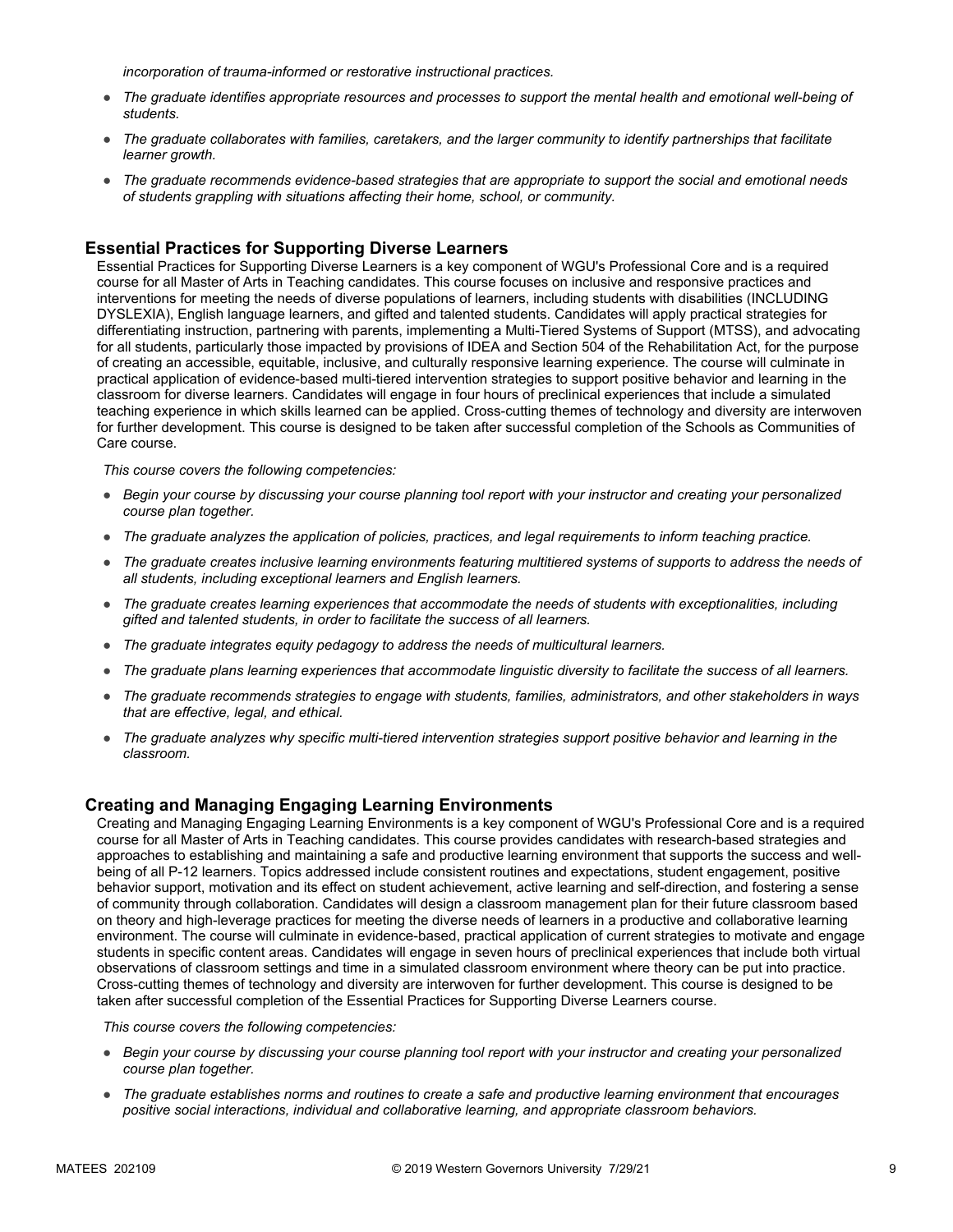*incorporation of trauma-informed or restorative instructional practices.*

- *The graduate identifies appropriate resources and processes to support the mental health and emotional well-being of students.*
- *The graduate collaborates with families, caretakers, and the larger community to identify partnerships that facilitate learner growth.*
- *The graduate recommends evidence-based strategies that are appropriate to support the social and emotional needs of students grappling with situations affecting their home, school, or community.*

### Essential Practices for Supporting Diverse Learners

Essential Practices for Supporting Diverse Learners is a key component of WGU's Professional Core and is a required course for all Master of Arts in Teaching candidates. This course focuses on inclusive and responsive practices and interventions for meeting the needs of diverse populations of learners, including students with disabilities (INCLUDING DYSLEXIA), English language learners, and gifted and talented students. Candidates will apply practical strategies for differentiating instruction, partnering with parents, implementing a Multi-Tiered Systems of Support (MTSS), and advocating for all students, particularly those impacted by provisions of IDEA and Section 504 of the Rehabilitation Act, for the purpose of creating an accessible, equitable, inclusive, and culturally responsive learning experience. The course will culminate in practical application of evidence-based multi-tiered intervention strategies to support positive behavior and learning in the classroom for diverse learners. Candidates will engage in four hours of preclinical experiences that include a simulated teaching experience in which skills learned can be applied. Cross-cutting themes of technology and diversity are interwoven for further development. This course is designed to be taken after successful completion of the Schools as Communities of Care course.

*This course covers the following competencies:*

- *Begin your course by discussing your course planning tool report with your instructor and creating your personalized course plan together.*
- *The graduate analyzes the application of policies, practices, and legal requirements to inform teaching practice.*
- *The graduate creates inclusive learning environments featuring multitiered systems of supports to address the needs of all students, including exceptional learners and English learners.*
- *The graduate creates learning experiences that accommodate the needs of students with exceptionalities, including gifted and talented students, in order to facilitate the success of all learners.*
- *The graduate integrates equity pedagogy to address the needs of multicultural learners.*
- *The graduate plans learning experiences that accommodate linguistic diversity to facilitate the success of all learners.*
- *The graduate recommends strategies to engage with students, families, administrators, and other stakeholders in ways that are effective, legal, and ethical.*
- *The graduate analyzes why specific multi-tiered intervention strategies support positive behavior and learning in the classroom.*

### Creating and Managing Engaging Learning Environments

Creating and Managing Engaging Learning Environments is a key component of WGU's Professional Core and is a required course for all Master of Arts in Teaching candidates. This course provides candidates with research-based strategies and approaches to establishing and maintaining a safe and productive learning environment that supports the success and well-being of all P-12 learners. Topics addressed include consistent routines and expectations, student engagement, positive behavior support, motivation and its effect on student achievement, active learning and self-direction, and fostering a sense of community through collaboration. Candidates will design a classroom management plan for their future classroom based on theory and high-leverage practices for meeting the diverse needs of learners in a productive and collaborative learning environment. The course will culminate in evidence-based, practical application of current strategies to motivate and engage students in specific content areas. Candidates will engage in seven hours of preclinical experiences that include both virtual observations of classroom settings and time in a simulated classroom environment where theory can be put into practice. Cross-cutting themes of technology and diversity are interwoven for further development. This course is designed to be taken after successful completion of the Essential Practices for Supporting Diverse Learners course.

*This course covers the following competencies:*

- *Begin your course by discussing your course planning tool report with your instructor and creating your personalized course plan together.*
- *The graduate establishes norms and routines to create a safe and productive learning environment that encourages positive social interactions, individual and collaborative learning, and appropriate classroom behaviors.*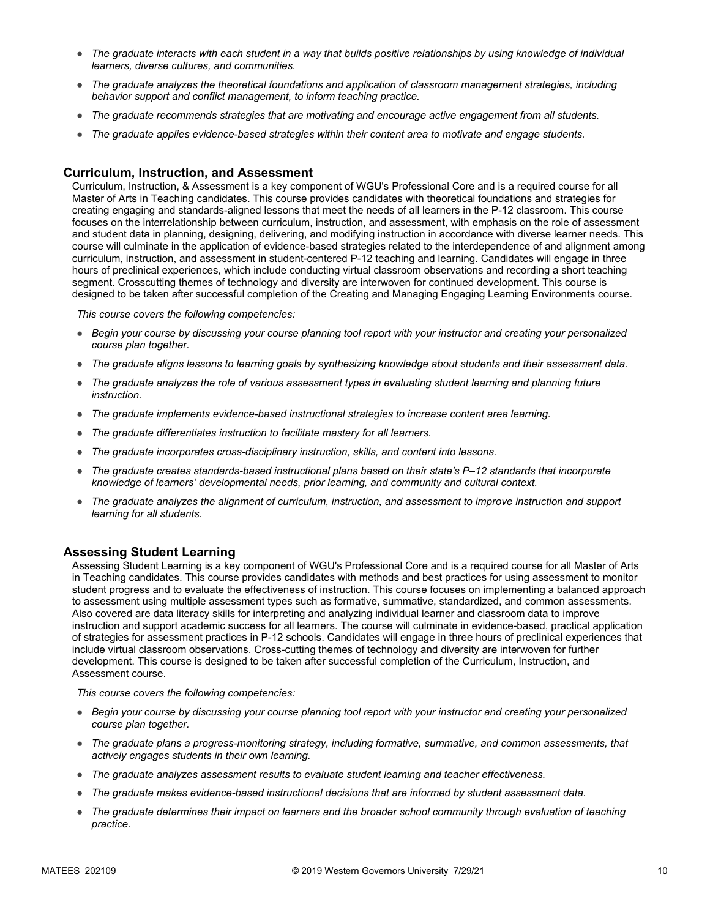- *The graduate interacts with each student in a way that builds positive relationships by using knowledge of individual learners, diverse cultures, and communities.*
- *The graduate analyzes the theoretical foundations and application of classroom management strategies, including behavior support and conflict management, to inform teaching practice.*
- *The graduate recommends strategies that are motivating and encourage active engagement from all students.*
- *The graduate applies evidence-based strategies within their content area to motivate and engage students.*

### Curriculum, Instruction, and Assessment

Curriculum, Instruction, & Assessment is a key component of WGU's Professional Core and is a required course for all Master of Arts in Teaching candidates. This course provides candidates with theoretical foundations and strategies for creating engaging and standards-aligned lessons that meet the needs of all learners in the P-12 classroom. This course focuses on the interrelationship between curriculum, instruction, and assessment, with emphasis on the role of assessment and student data in planning, designing, delivering, and modifying instruction in accordance with diverse learner needs. This course will culminate in the application of evidence-based strategies related to the interdependence of and alignment among curriculum, instruction, and assessment in student-centered P-12 teaching and learning. Candidates will engage in three hours of preclinical experiences, which include conducting virtual classroom observations and recording a short teaching segment. Crosscutting themes of technology and diversity are interwoven for continued development. This course is designed to be taken after successful completion of the Creating and Managing Engaging Learning Environments course.

*This course covers the following competencies:*

- *Begin your course by discussing your course planning tool report with your instructor and creating your personalized course plan together.*
- *The graduate aligns lessons to learning goals by synthesizing knowledge about students and their assessment data.*
- *The graduate analyzes the role of various assessment types in evaluating student learning and planning future instruction.*
- *The graduate implements evidence-based instructional strategies to increase content area learning.*
- *The graduate differentiates instruction to facilitate mastery for all learners.*
- *The graduate incorporates cross-disciplinary instruction, skills, and content into lessons.*
- *The graduate creates standards-based instructional plans based on their state's P–12 standards that incorporate knowledge of learners' developmental needs, prior learning, and community and cultural context.*
- *The graduate analyzes the alignment of curriculum, instruction, and assessment to improve instruction and support learning for all students.*

### Assessing Student Learning

Assessing Student Learning is a key component of WGU's Professional Core and is a required course for all Master of Arts in Teaching candidates. This course provides candidates with methods and best practices for using assessment to monitor student progress and to evaluate the effectiveness of instruction. This course focuses on implementing a balanced approach to assessment using multiple assessment types such as formative, summative, standardized, and common assessments. Also covered are data literacy skills for interpreting and analyzing individual learner and classroom data to improve instruction and support academic success for all learners. The course will culminate in evidence-based, practical application of strategies for assessment practices in P-12 schools. Candidates will engage in three hours of preclinical experiences that include virtual classroom observations. Cross-cutting themes of technology and diversity are interwoven for further development. This course is designed to be taken after successful completion of the Curriculum, Instruction, and Assessment course.

*This course covers the following competencies:*

- *Begin your course by discussing your course planning tool report with your instructor and creating your personalized course plan together.*
- *The graduate plans a progress-monitoring strategy, including formative, summative, and common assessments, that actively engages students in their own learning.*
- *The graduate analyzes assessment results to evaluate student learning and teacher effectiveness.*
- *The graduate makes evidence-based instructional decisions that are informed by student assessment data.*
- *The graduate determines their impact on learners and the broader school community through evaluation of teaching practice.*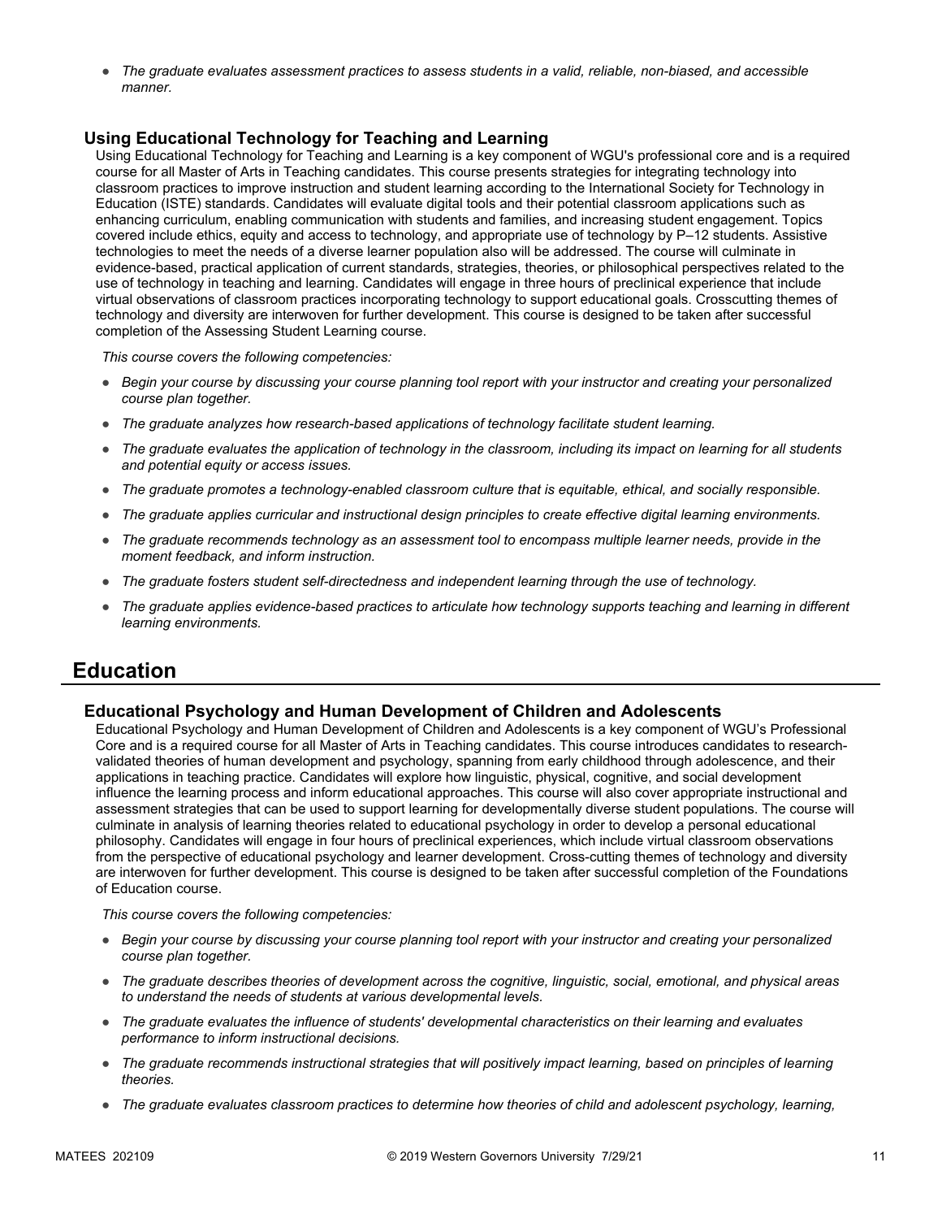- *The graduate evaluates assessment practices to assess students in a valid, reliable, non-biased, and accessible manner.*

### Using Educational Technology for Teaching and Learning

Using Educational Technology for Teaching and Learning is a key component of WGU's professional core and is a required course for all Master of Arts in Teaching candidates. This course presents strategies for integrating technology into classroom practices to improve instruction and student learning according to the International Society for Technology in Education (ISTE) standards. Candidates will evaluate digital tools and their potential classroom applications such as enhancing curriculum, enabling communication with students and families, and increasing student engagement. Topics covered include ethics, equity and access to technology, and appropriate use of technology by P–12 students. Assistive technologies to meet the needs of a diverse learner population also will be addressed. The course will culminate in evidence-based, practical application of current standards, strategies, theories, or philosophical perspectives related to the use of technology in teaching and learning. Candidates will engage in three hours of preclinical experience that include virtual observations of classroom practices incorporating technology to support educational goals. Crosscutting themes of technology and diversity are interwoven for further development. This course is designed to be taken after successful completion of the Assessing Student Learning course.

*This course covers the following competencies:*

- *Begin your course by discussing your course planning tool report with your instructor and creating your personalized course plan together.*
- *The graduate analyzes how research-based applications of technology facilitate student learning.*
- *The graduate evaluates the application of technology in the classroom, including its impact on learning for all students and potential equity or access issues.*
- *The graduate promotes a technology-enabled classroom culture that is equitable, ethical, and socially responsible.*
- *The graduate applies curricular and instructional design principles to create effective digital learning environments.*
- *The graduate recommends technology as an assessment tool to encompass multiple learner needs, provide in the moment feedback, and inform instruction.*
- *The graduate fosters student self-directedness and independent learning through the use of technology.*
- *The graduate applies evidence-based practices to articulate how technology supports teaching and learning in different learning environments.*

## Education

### Educational Psychology and Human Development of Children and Adolescents

Educational Psychology and Human Development of Children and Adolescents is a key component of WGU's Professional Core and is a required course for all Master of Arts in Teaching candidates. This course introduces candidates to research-validated theories of human development and psychology, spanning from early childhood through adolescence, and their applications in teaching practice. Candidates will explore how linguistic, physical, cognitive, and social development influence the learning process and inform educational approaches. This course will also cover appropriate instructional and assessment strategies that can be used to support learning for developmentally diverse student populations. The course will culminate in analysis of learning theories related to educational psychology in order to develop a personal educational philosophy. Candidates will engage in four hours of preclinical experiences, which include virtual classroom observations from the perspective of educational psychology and learner development. Cross-cutting themes of technology and diversity are interwoven for further development. This course is designed to be taken after successful completion of the Foundations of Education course.

*This course covers the following competencies:*

- *Begin your course by discussing your course planning tool report with your instructor and creating your personalized course plan together.*
- *The graduate describes theories of development across the cognitive, linguistic, social, emotional, and physical areas to understand the needs of students at various developmental levels.*
- *The graduate evaluates the influence of students' developmental characteristics on their learning and evaluates performance to inform instructional decisions.*
- *The graduate recommends instructional strategies that will positively impact learning, based on principles of learning theories.*
- *The graduate evaluates classroom practices to determine how theories of child and adolescent psychology, learning,*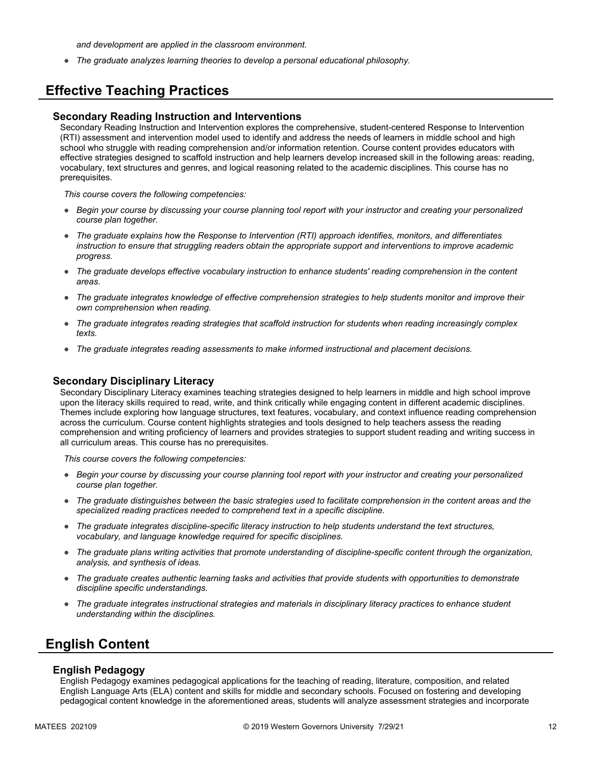*and development are applied in the classroom environment.*

- *The graduate analyzes learning theories to develop a personal educational philosophy.*

## Effective Teaching Practices

### Secondary Reading Instruction and Interventions

Secondary Reading Instruction and Intervention explores the comprehensive, student-centered Response to Intervention (RTI) assessment and intervention model used to identify and address the needs of learners in middle school and high school who struggle with reading comprehension and/or information retention. Course content provides educators with effective strategies designed to scaffold instruction and help learners develop increased skill in the following areas: reading, vocabulary, text structures and genres, and logical reasoning related to the academic disciplines. This course has no prerequisites.

*This course covers the following competencies:*

- *Begin your course by discussing your course planning tool report with your instructor and creating your personalized course plan together.*
- *The graduate explains how the Response to Intervention (RTI) approach identifies, monitors, and differentiates instruction to ensure that struggling readers obtain the appropriate support and interventions to improve academic progress.*
- *The graduate develops effective vocabulary instruction to enhance students' reading comprehension in the content areas.*
- *The graduate integrates knowledge of effective comprehension strategies to help students monitor and improve their own comprehension when reading.*
- *The graduate integrates reading strategies that scaffold instruction for students when reading increasingly complex texts.*
- *The graduate integrates reading assessments to make informed instructional and placement decisions.*

### Secondary Disciplinary Literacy

Secondary Disciplinary Literacy examines teaching strategies designed to help learners in middle and high school improve upon the literacy skills required to read, write, and think critically while engaging content in different academic disciplines. Themes include exploring how language structures, text features, vocabulary, and context influence reading comprehension across the curriculum. Course content highlights strategies and tools designed to help teachers assess the reading comprehension and writing proficiency of learners and provides strategies to support student reading and writing success in all curriculum areas. This course has no prerequisites.

*This course covers the following competencies:*

- *Begin your course by discussing your course planning tool report with your instructor and creating your personalized course plan together.*
- *The graduate distinguishes between the basic strategies used to facilitate comprehension in the content areas and the specialized reading practices needed to comprehend text in a specific discipline.*
- *The graduate integrates discipline-specific literacy instruction to help students understand the text structures, vocabulary, and language knowledge required for specific disciplines.*
- *The graduate plans writing activities that promote understanding of discipline-specific content through the organization, analysis, and synthesis of ideas.*
- *The graduate creates authentic learning tasks and activities that provide students with opportunities to demonstrate discipline specific understandings.*
- *The graduate integrates instructional strategies and materials in disciplinary literacy practices to enhance student understanding within the disciplines.*

## English Content

### English Pedagogy

English Pedagogy examines pedagogical applications for the teaching of reading, literature, composition, and related English Language Arts (ELA) content and skills for middle and secondary schools. Focused on fostering and developing pedagogical content knowledge in the aforementioned areas, students will analyze assessment strategies and incorporate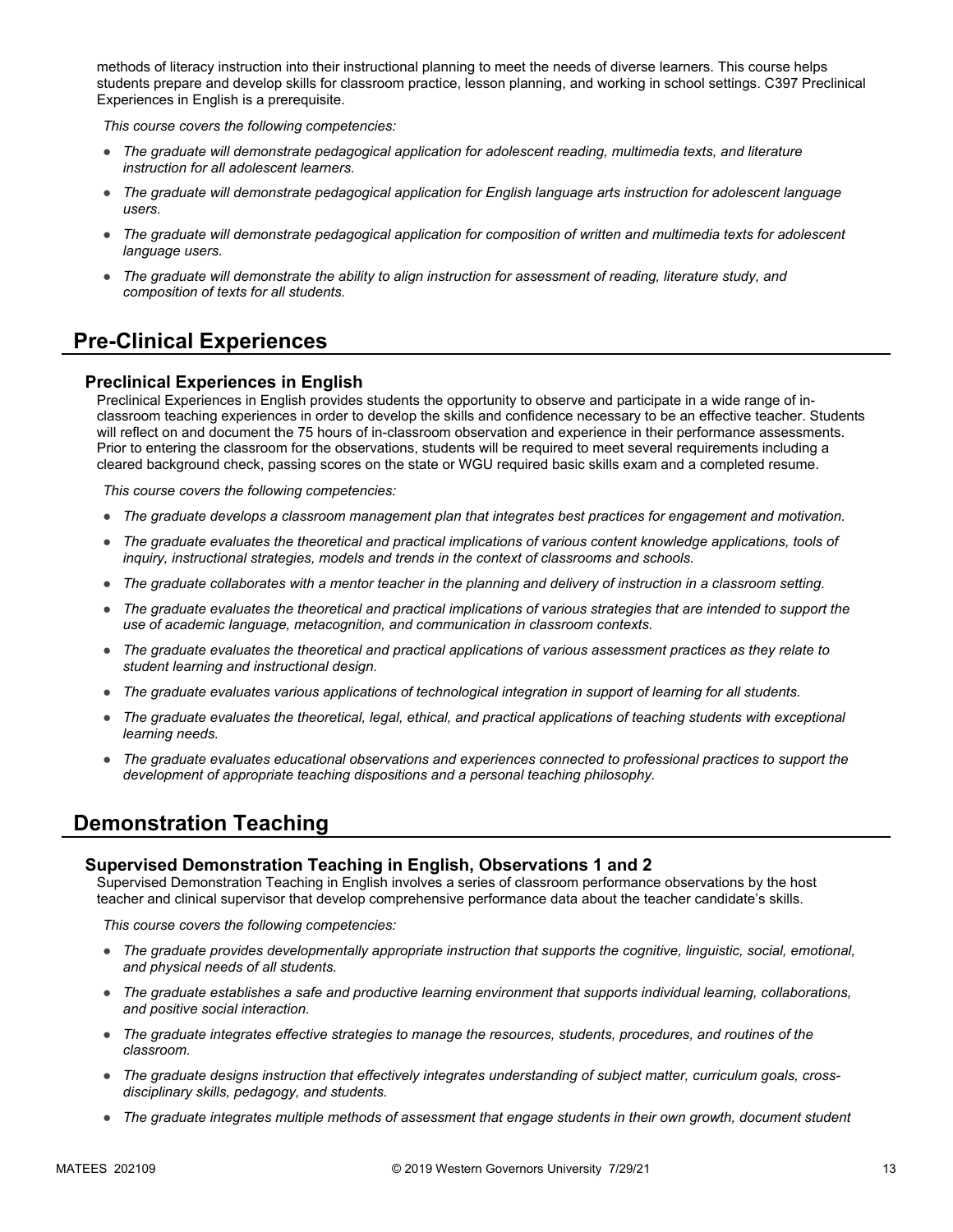methods of literacy instruction into their instructional planning to meet the needs of diverse learners. This course helps students prepare and develop skills for classroom practice, lesson planning, and working in school settings. C397 Preclinical Experiences in English is a prerequisite.

*This course covers the following competencies:*

- *The graduate will demonstrate pedagogical application for adolescent reading, multimedia texts, and literature instruction for all adolescent learners.*
- *The graduate will demonstrate pedagogical application for English language arts instruction for adolescent language users.*
- *The graduate will demonstrate pedagogical application for composition of written and multimedia texts for adolescent language users.*
- *The graduate will demonstrate the ability to align instruction for assessment of reading, literature study, and composition of texts for all students.*

## Pre-Clinical Experiences

### Preclinical Experiences in English

Preclinical Experiences in English provides students the opportunity to observe and participate in a wide range of in-classroom teaching experiences in order to develop the skills and confidence necessary to be an effective teacher. Students will reflect on and document the 75 hours of in-classroom observation and experience in their performance assessments. Prior to entering the classroom for the observations, students will be required to meet several requirements including a cleared background check, passing scores on the state or WGU required basic skills exam and a completed resume.

*This course covers the following competencies:*

- *The graduate develops a classroom management plan that integrates best practices for engagement and motivation.*
- *The graduate evaluates the theoretical and practical implications of various content knowledge applications, tools of inquiry, instructional strategies, models and trends in the context of classrooms and schools.*
- *The graduate collaborates with a mentor teacher in the planning and delivery of instruction in a classroom setting.*
- *The graduate evaluates the theoretical and practical implications of various strategies that are intended to support the use of academic language, metacognition, and communication in classroom contexts.*
- *The graduate evaluates the theoretical and practical applications of various assessment practices as they relate to student learning and instructional design.*
- *The graduate evaluates various applications of technological integration in support of learning for all students.*
- *The graduate evaluates the theoretical, legal, ethical, and practical applications of teaching students with exceptional learning needs.*
- *The graduate evaluates educational observations and experiences connected to professional practices to support the development of appropriate teaching dispositions and a personal teaching philosophy.*

## Demonstration Teaching

### Supervised Demonstration Teaching in English, Observations 1 and 2

Supervised Demonstration Teaching in English involves a series of classroom performance observations by the host teacher and clinical supervisor that develop comprehensive performance data about the teacher candidate's skills.

*This course covers the following competencies:*

- *The graduate provides developmentally appropriate instruction that supports the cognitive, linguistic, social, emotional, and physical needs of all students.*
- *The graduate establishes a safe and productive learning environment that supports individual learning, collaborations, and positive social interaction.*
- *The graduate integrates effective strategies to manage the resources, students, procedures, and routines of the classroom.*
- *The graduate designs instruction that effectively integrates understanding of subject matter, curriculum goals, cross-disciplinary skills, pedagogy, and students.*
- *The graduate integrates multiple methods of assessment that engage students in their own growth, document student*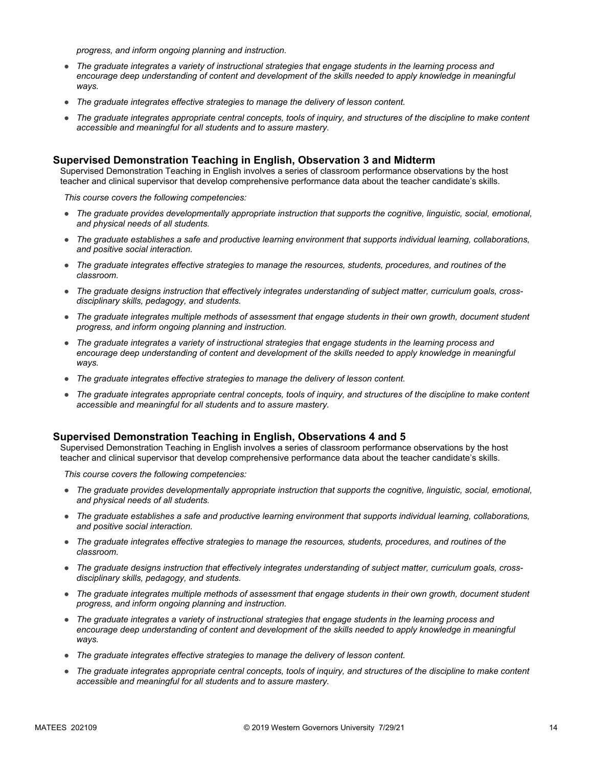*progress, and inform ongoing planning and instruction.*

- *The graduate integrates a variety of instructional strategies that engage students in the learning process and encourage deep understanding of content and development of the skills needed to apply knowledge in meaningful ways.*
- *The graduate integrates effective strategies to manage the delivery of lesson content.*
- *The graduate integrates appropriate central concepts, tools of inquiry, and structures of the discipline to make content accessible and meaningful for all students and to assure mastery.*

### Supervised Demonstration Teaching in English, Observation 3 and Midterm

Supervised Demonstration Teaching in English involves a series of classroom performance observations by the host teacher and clinical supervisor that develop comprehensive performance data about the teacher candidate's skills.

*This course covers the following competencies:*

- *The graduate provides developmentally appropriate instruction that supports the cognitive, linguistic, social, emotional, and physical needs of all students.*
- *The graduate establishes a safe and productive learning environment that supports individual learning, collaborations, and positive social interaction.*
- *The graduate integrates effective strategies to manage the resources, students, procedures, and routines of the classroom.*
- *The graduate designs instruction that effectively integrates understanding of subject matter, curriculum goals, cross-disciplinary skills, pedagogy, and students.*
- *The graduate integrates multiple methods of assessment that engage students in their own growth, document student progress, and inform ongoing planning and instruction.*
- *The graduate integrates a variety of instructional strategies that engage students in the learning process and encourage deep understanding of content and development of the skills needed to apply knowledge in meaningful ways.*
- *The graduate integrates effective strategies to manage the delivery of lesson content.*
- *The graduate integrates appropriate central concepts, tools of inquiry, and structures of the discipline to make content accessible and meaningful for all students and to assure mastery.*

### Supervised Demonstration Teaching in English, Observations 4 and 5

Supervised Demonstration Teaching in English involves a series of classroom performance observations by the host teacher and clinical supervisor that develop comprehensive performance data about the teacher candidate's skills.

*This course covers the following competencies:*

- *The graduate provides developmentally appropriate instruction that supports the cognitive, linguistic, social, emotional, and physical needs of all students.*
- *The graduate establishes a safe and productive learning environment that supports individual learning, collaborations, and positive social interaction.*
- *The graduate integrates effective strategies to manage the resources, students, procedures, and routines of the classroom.*
- *The graduate designs instruction that effectively integrates understanding of subject matter, curriculum goals, cross-disciplinary skills, pedagogy, and students.*
- *The graduate integrates multiple methods of assessment that engage students in their own growth, document student progress, and inform ongoing planning and instruction.*
- *The graduate integrates a variety of instructional strategies that engage students in the learning process and encourage deep understanding of content and development of the skills needed to apply knowledge in meaningful ways.*
- *The graduate integrates effective strategies to manage the delivery of lesson content.*
- *The graduate integrates appropriate central concepts, tools of inquiry, and structures of the discipline to make content accessible and meaningful for all students and to assure mastery.*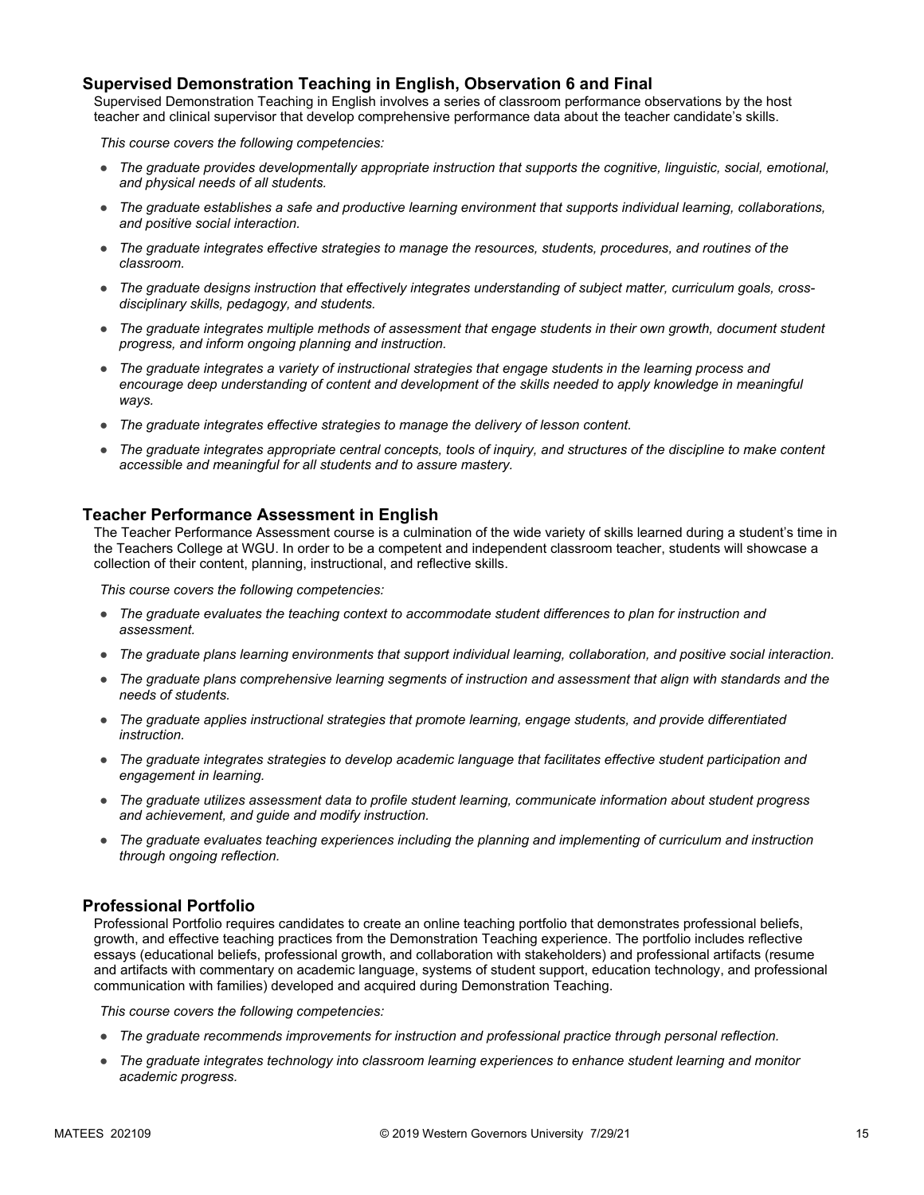## Supervised Demonstration Teaching in English, Observation 6 and Final

Supervised Demonstration Teaching in English involves a series of classroom performance observations by the host teacher and clinical supervisor that develop comprehensive performance data about the teacher candidate's skills.

*This course covers the following competencies:*

- *The graduate provides developmentally appropriate instruction that supports the cognitive, linguistic, social, emotional, and physical needs of all students.*
- *The graduate establishes a safe and productive learning environment that supports individual learning, collaborations, and positive social interaction.*
- *The graduate integrates effective strategies to manage the resources, students, procedures, and routines of the classroom.*
- *The graduate designs instruction that effectively integrates understanding of subject matter, curriculum goals, cross-disciplinary skills, pedagogy, and students.*
- *The graduate integrates multiple methods of assessment that engage students in their own growth, document student progress, and inform ongoing planning and instruction.*
- *The graduate integrates a variety of instructional strategies that engage students in the learning process and encourage deep understanding of content and development of the skills needed to apply knowledge in meaningful ways.*
- *The graduate integrates effective strategies to manage the delivery of lesson content.*
- *The graduate integrates appropriate central concepts, tools of inquiry, and structures of the discipline to make content accessible and meaningful for all students and to assure mastery.*

## Teacher Performance Assessment in English

The Teacher Performance Assessment course is a culmination of the wide variety of skills learned during a student's time in the Teachers College at WGU. In order to be a competent and independent classroom teacher, students will showcase a collection of their content, planning, instructional, and reflective skills.

*This course covers the following competencies:*

- *The graduate evaluates the teaching context to accommodate student differences to plan for instruction and assessment.*
- *The graduate plans learning environments that support individual learning, collaboration, and positive social interaction.*
- *The graduate plans comprehensive learning segments of instruction and assessment that align with standards and the needs of students.*
- *The graduate applies instructional strategies that promote learning, engage students, and provide differentiated instruction.*
- *The graduate integrates strategies to develop academic language that facilitates effective student participation and engagement in learning.*
- *The graduate utilizes assessment data to profile student learning, communicate information about student progress and achievement, and guide and modify instruction.*
- *The graduate evaluates teaching experiences including the planning and implementing of curriculum and instruction through ongoing reflection.*

## Professional Portfolio

Professional Portfolio requires candidates to create an online teaching portfolio that demonstrates professional beliefs, growth, and effective teaching practices from the Demonstration Teaching experience. The portfolio includes reflective essays (educational beliefs, professional growth, and collaboration with stakeholders) and professional artifacts (resume and artifacts with commentary on academic language, systems of student support, education technology, and professional communication with families) developed and acquired during Demonstration Teaching.

*This course covers the following competencies:*

- *The graduate recommends improvements for instruction and professional practice through personal reflection.*
- *The graduate integrates technology into classroom learning experiences to enhance student learning and monitor academic progress.*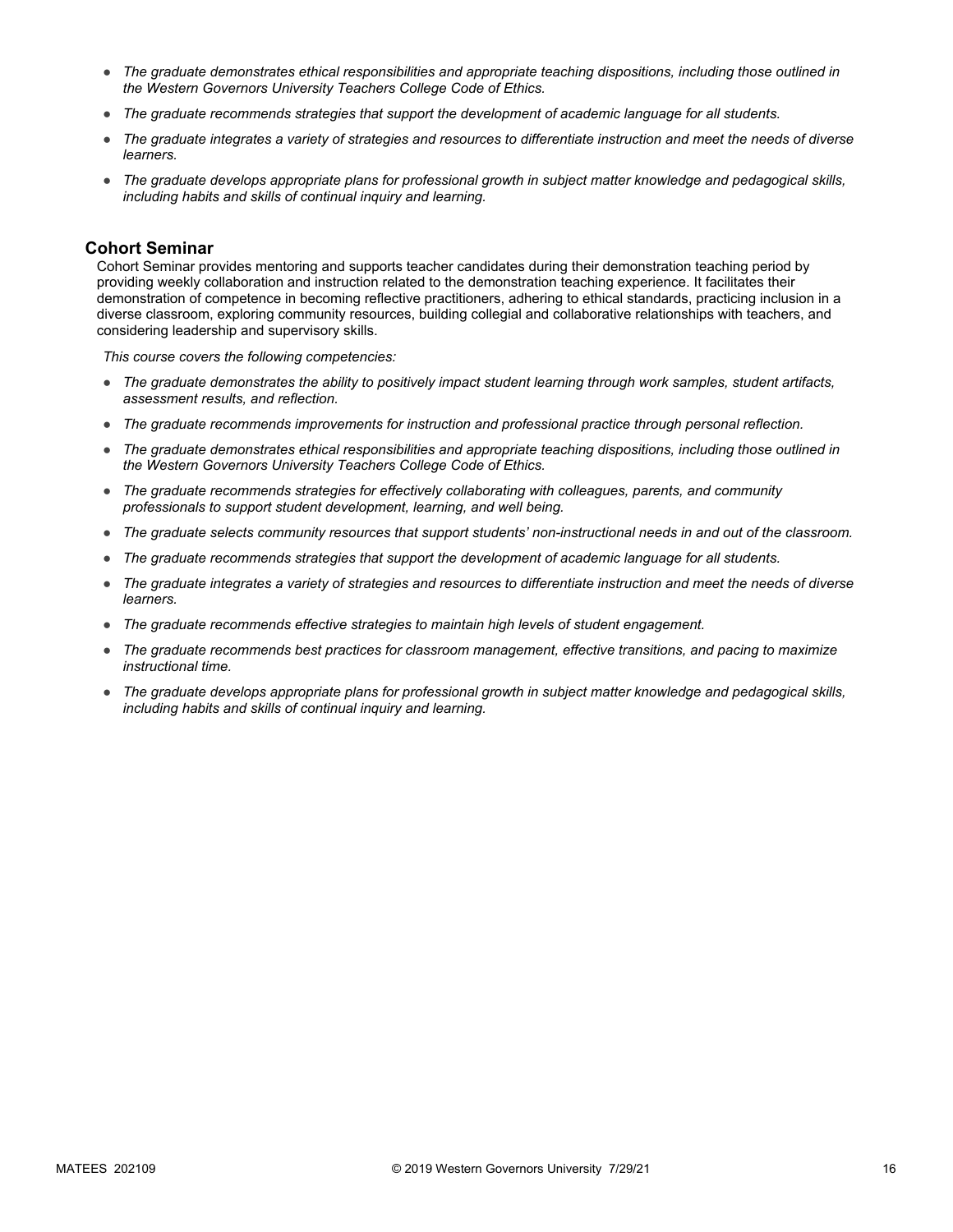- *The graduate demonstrates ethical responsibilities and appropriate teaching dispositions, including those outlined in the Western Governors University Teachers College Code of Ethics.*
- *The graduate recommends strategies that support the development of academic language for all students.*
- *The graduate integrates a variety of strategies and resources to differentiate instruction and meet the needs of diverse learners.*
- *The graduate develops appropriate plans for professional growth in subject matter knowledge and pedagogical skills, including habits and skills of continual inquiry and learning.*

### Cohort Seminar

Cohort Seminar provides mentoring and supports teacher candidates during their demonstration teaching period by providing weekly collaboration and instruction related to the demonstration teaching experience. It facilitates their demonstration of competence in becoming reflective practitioners, adhering to ethical standards, practicing inclusion in a diverse classroom, exploring community resources, building collegial and collaborative relationships with teachers, and considering leadership and supervisory skills.

*This course covers the following competencies:*

- *The graduate demonstrates the ability to positively impact student learning through work samples, student artifacts, assessment results, and reflection.*
- *The graduate recommends improvements for instruction and professional practice through personal reflection.*
- *The graduate demonstrates ethical responsibilities and appropriate teaching dispositions, including those outlined in the Western Governors University Teachers College Code of Ethics.*
- *The graduate recommends strategies for effectively collaborating with colleagues, parents, and community professionals to support student development, learning, and well being.*
- *The graduate selects community resources that support students' non-instructional needs in and out of the classroom.*
- *The graduate recommends strategies that support the development of academic language for all students.*
- *The graduate integrates a variety of strategies and resources to differentiate instruction and meet the needs of diverse learners.*
- *The graduate recommends effective strategies to maintain high levels of student engagement.*
- *The graduate recommends best practices for classroom management, effective transitions, and pacing to maximize instructional time.*
- *The graduate develops appropriate plans for professional growth in subject matter knowledge and pedagogical skills, including habits and skills of continual inquiry and learning.*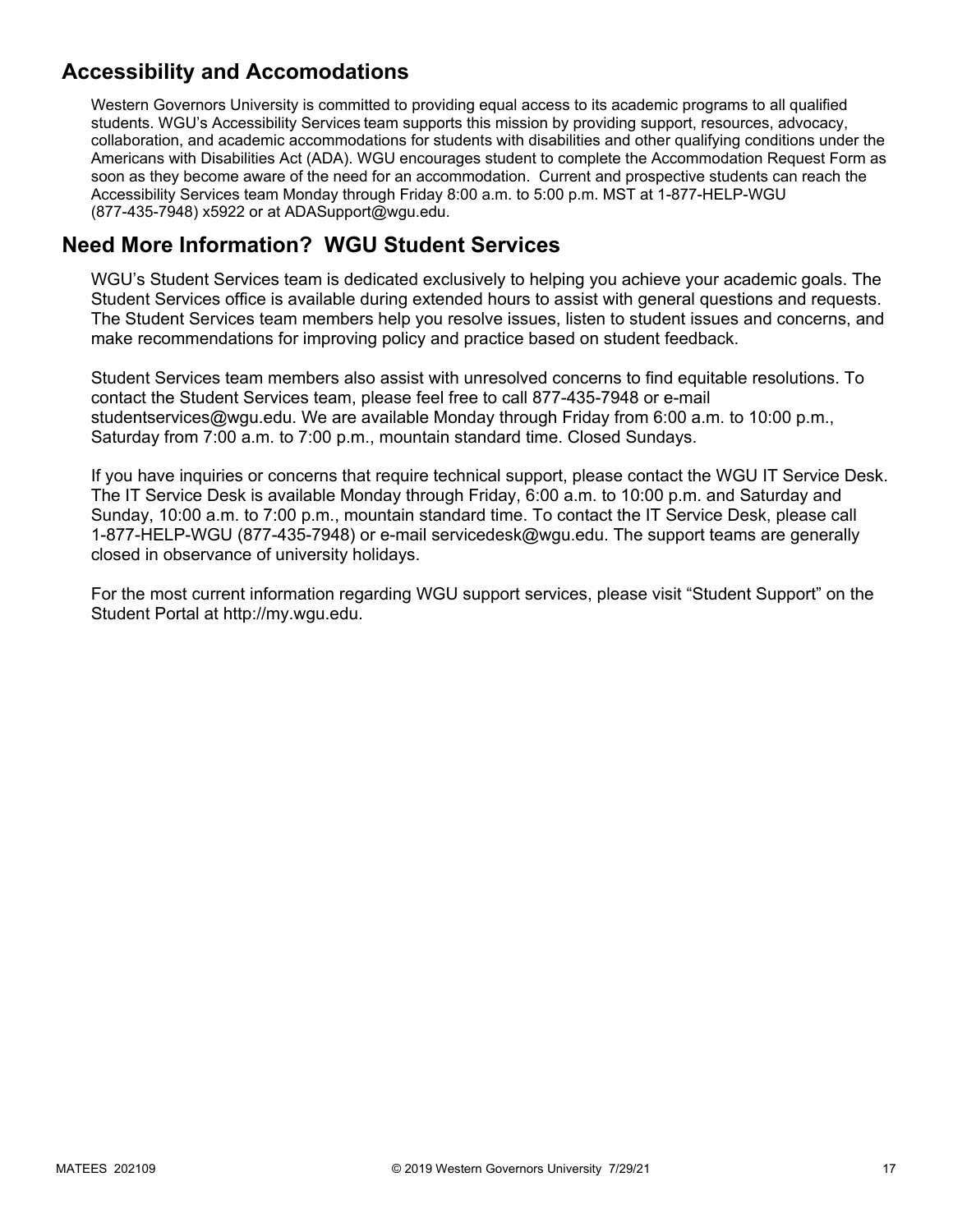## Accessibility and Accomodations

Western Governors University is committed to providing equal access to its academic programs to all qualified students. WGU's Accessibility Services team supports this mission by providing support, resources, advocacy, collaboration, and academic accommodations for students with disabilities and other qualifying conditions under the Americans with Disabilities Act (ADA). WGU encourages student to complete the Accommodation Request Form as soon as they become aware of the need for an accommodation. Current and prospective students can reach the Accessibility Services team Monday through Friday 8:00 a.m. to 5:00 p.m. MST at 1-877-HELP-WGU (877-435-7948) x5922 or at ADASupport@wgu.edu.

## Need More Information? WGU Student Services

WGU's Student Services team is dedicated exclusively to helping you achieve your academic goals. The Student Services office is available during extended hours to assist with general questions and requests. The Student Services team members help you resolve issues, listen to student issues and concerns, and make recommendations for improving policy and practice based on student feedback.

Student Services team members also assist with unresolved concerns to find equitable resolutions. To contact the Student Services team, please feel free to call 877-435-7948 or e-mail studentservices@wgu.edu. We are available Monday through Friday from 6:00 a.m. to 10:00 p.m., Saturday from 7:00 a.m. to 7:00 p.m., mountain standard time. Closed Sundays.

If you have inquiries or concerns that require technical support, please contact the WGU IT Service Desk. The IT Service Desk is available Monday through Friday, 6:00 a.m. to 10:00 p.m. and Saturday and Sunday, 10:00 a.m. to 7:00 p.m., mountain standard time. To contact the IT Service Desk, please call 1-877-HELP-WGU (877-435-7948) or e-mail servicedesk@wgu.edu. The support teams are generally closed in observance of university holidays.

For the most current information regarding WGU support services, please visit "Student Support" on the Student Portal at http://my.wgu.edu.